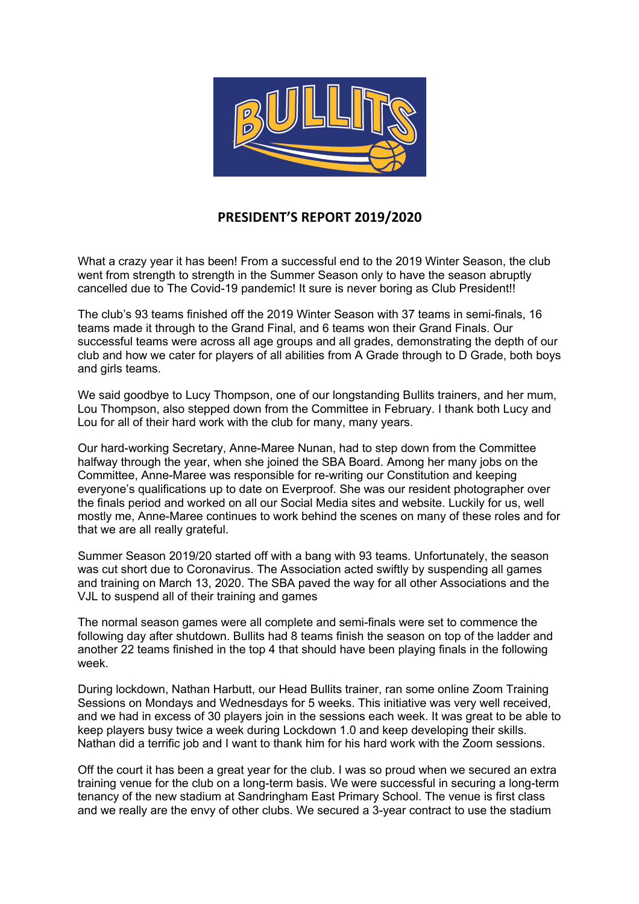# PRESIDENT'S REPORT 2019/2020

What a crazy year it has been! From a successful end to the 2019 Winter Season, the club went from strength to strength in the Summer Season only to have the season abruptly cancelled due to The Covid-19 pandemic! It sure is never boring as Club President!!

The club's 93 teams finished off the 2019 Winter Season with 37 teams in semi-finals, 16 teams made it through to the Grand Final, and 6 teams won their Grand Finals. Our successful teams were across all age groups and all grades, demonstrating the depth of our club and how we cater for players of all abilities from A Grade through to D Grade, both boys and girls teams.

We said goodbye to Lucy Thompson, one of our longstanding Bullits trainers, and her mum, Lou Thompson, also stepped down from the Committee in February. I thank both Lucy and Lou for all of their hard work with the club for many, many years.

Our hard-working Secretary, Anne-Maree Nunan, had to step down from the Committee halfway through the year, when she joined the SBA Board. Among her many jobs on the Committee, Anne-Maree was responsible for re-writing our Constitution and keeping everyone's qualifications up to date on Everproof. She was our resident photographer over the finals period and worked on all our Social Media sites and website. Luckily for us, well mostly me, Anne-Maree continues to work behind the scenes on many of these roles and for that we are all really grateful.

Summer Season 2019/20 started off with a bang with 93 teams. Unfortunately, the season was cut short due to Coronavirus. The Association acted swiftly by suspending all games and training on March 13, 2020. The SBA paved the way for all other Associations and the VJL to suspend all of their training and games

The normal season games were all complete and semi-finals were set to commence the following day after shutdown. Bullits had 8 teams finish the season on top of the ladder and another 22 teams finished in the top 4 that should have been playing finals in the following week.

During lockdown, Nathan Harbutt, our Head Bullits trainer, ran some online Zoom Training Sessions on Mondays and Wednesdays for 5 weeks. This initiative was very well received, and we had in excess of 30 players join in the sessions each week. It was great to be able to keep players busy twice a week during Lockdown 1.0 and keep developing their skills. Nathan did a terrific job and I want to thank him for his hard work with the Zoom sessions.

Off the court it has been a great year for the club. I was so proud when we secured an extra training venue for the club on a long-term basis. We were successful in securing a long-term tenancy of the new stadium at Sandringham East Primary School. The venue is first class and we really are the envy of other clubs. We secured a 3-year contract to use the stadium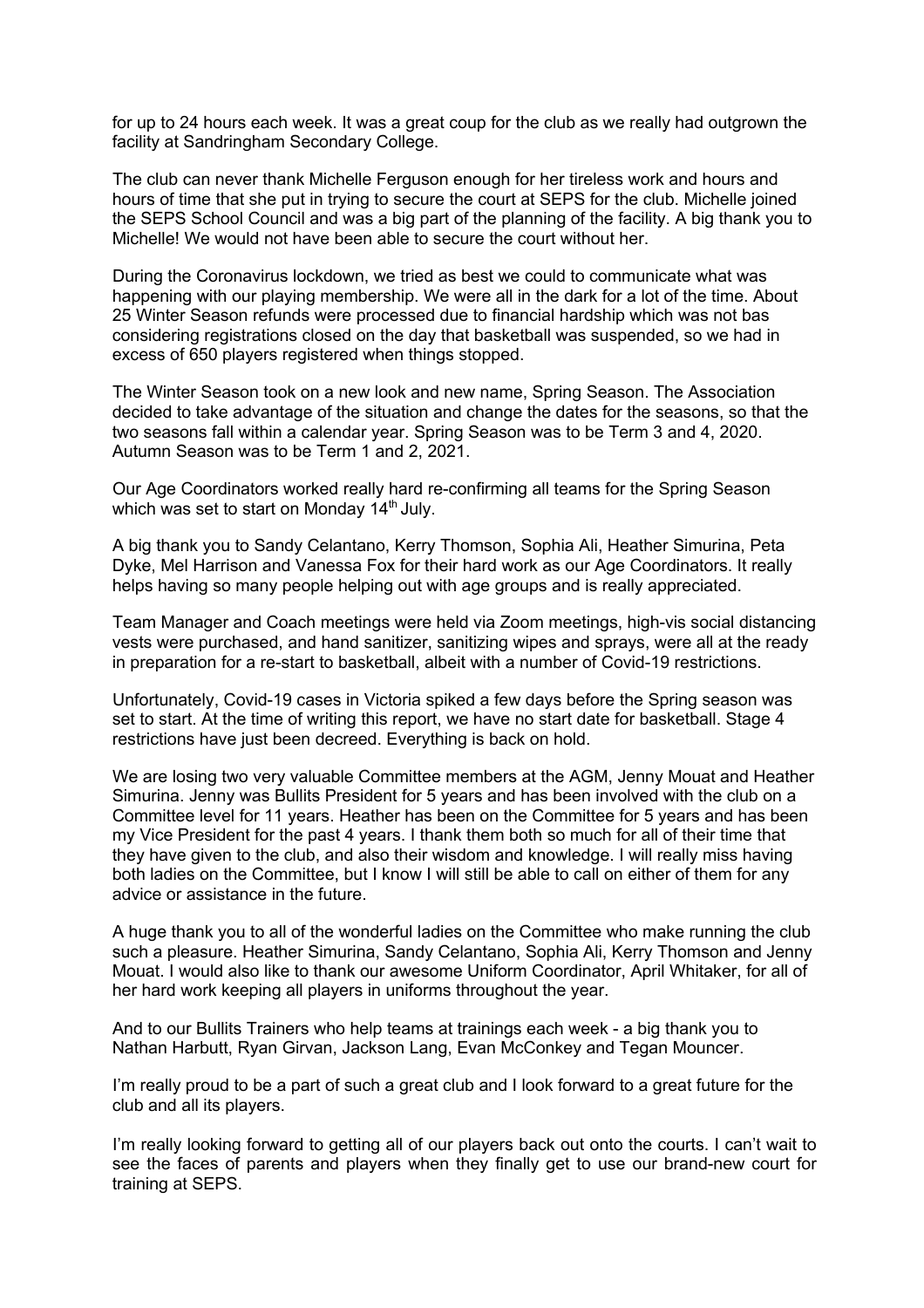for up to 24 hours each week. It was a great coup for the club as we really had outgrown the facility at Sandringham Secondary College.

The club can never thank Michelle Ferguson enough for her tireless work and hours and hours of time that she put in trying to secure the court at SEPS for the club. Michelle joined the SEPS School Council and was a big part of the planning of the facility. A big thank you to Michelle! We would not have been able to secure the court without her.

During the Coronavirus lockdown, we tried as best we could to communicate what was happening with our playing membership. We were all in the dark for a lot of the time. About 25 Winter Season refunds were processed due to financial hardship which was not bas considering registrations closed on the day that basketball was suspended, so we had in excess of 650 players registered when things stopped.

The Winter Season took on a new look and new name, Spring Season. The Association decided to take advantage of the situation and change the dates for the seasons, so that the two seasons fall within a calendar year. Spring Season was to be Term 3 and 4, 2020. Autumn Season was to be Term 1 and 2, 2021.

Our Age Coordinators worked really hard re-confirming all teams for the Spring Season which was set to start on Monday 14th July.

A big thank you to Sandy Celantano, Kerry Thomson, Sophia Ali, Heather Simurina, Peta Dyke, Mel Harrison and Vanessa Fox for their hard work as our Age Coordinators. It really helps having so many people helping out with age groups and is really appreciated.

Team Manager and Coach meetings were held via Zoom meetings, high-vis social distancing vests were purchased, and hand sanitizer, sanitizing wipes and sprays, were all at the ready in preparation for a re-start to basketball, albeit with a number of Covid-19 restrictions.

Unfortunately, Covid-19 cases in Victoria spiked a few days before the Spring season was set to start. At the time of writing this report, we have no start date for basketball. Stage 4 restrictions have just been decreed. Everything is back on hold.

We are losing two very valuable Committee members at the AGM, Jenny Mouat and Heather Simurina. Jenny was Bullits President for 5 years and has been involved with the club on a Committee level for 11 years. Heather has been on the Committee for 5 years and has been my Vice President for the past 4 years. I thank them both so much for all of their time that they have given to the club, and also their wisdom and knowledge. I will really miss having both ladies on the Committee, but I know I will still be able to call on either of them for any advice or assistance in the future.

A huge thank you to all of the wonderful ladies on the Committee who make running the club such a pleasure. Heather Simurina, Sandy Celantano, Sophia Ali, Kerry Thomson and Jenny Mouat. I would also like to thank our awesome Uniform Coordinator, April Whitaker, for all of her hard work keeping all players in uniforms throughout the year.

And to our Bullits Trainers who help teams at trainings each week - a big thank you to Nathan Harbutt, Ryan Girvan, Jackson Lang, Evan McConkey and Tegan Mouncer.

I'm really proud to be a part of such a great club and I look forward to a great future for the club and all its players.

I'm really looking forward to getting all of our players back out onto the courts. I can't wait to see the faces of parents and players when they finally get to use our brand-new court for training at SEPS.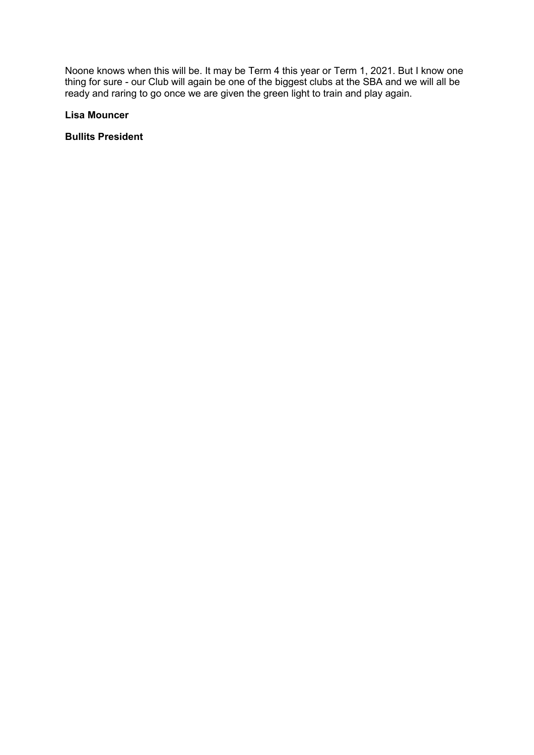Noone knows when this will be. It may be Term 4 this year or Term 1, 2021. But I know one thing for sure - our Club will again be one of the biggest clubs at the SBA and we will all be ready and raring to go once we are given the green light to train and play again.

**Lisa Mouncer**

**Bullits President**